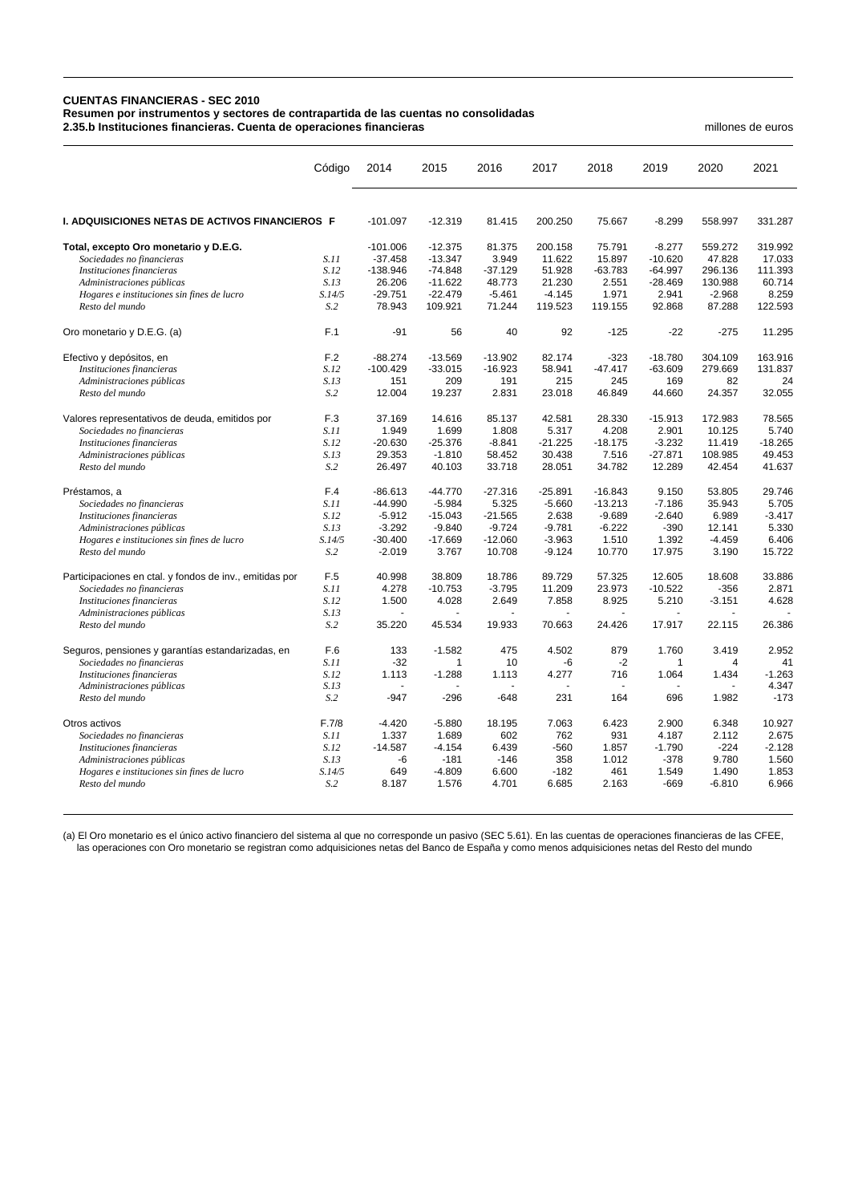**CUENTAS FINANCIERAS - SEC 2010**
**Resumen por instrumentos y sectores de contrapartida de las cuentas no consolidadas**
**2.35.b Instituciones financieras. Cuenta de operaciones financieras** millones de euros

| | Código | 2014 | 2015 | 2016 | 2017 | 2018 | 2019 | 2020 | 2021 |
|---|---|---|---|---|---|---|---|---|---|
| **I. ADQUISICIONES NETAS DE ACTIVOS FINANCIEROS** | **F** | -101.097 | -12.319 | 81.415 | 200.250 | 75.667 | -8.299 | 558.997 | 331.287 |
| **Total, excepto Oro monetario y D.E.G.** | | -101.006 | -12.375 | 81.375 | 200.158 | 75.791 | -8.277 | 559.272 | 319.992 |
| *Sociedades no financieras* | *S.11* | -37.458 | -13.347 | 3.949 | 11.622 | 15.897 | -10.620 | 47.828 | 17.033 |
| *Instituciones financieras* | *S.12* | -138.946 | -74.848 | -37.129 | 51.928 | -63.783 | -64.997 | 296.136 | 111.393 |
| *Administraciones públicas* | *S.13* | 26.206 | -11.622 | 48.773 | 21.230 | 2.551 | -28.469 | 130.988 | 60.714 |
| *Hogares e instituciones sin fines de lucro* | *S.14/5* | -29.751 | -22.479 | -5.461 | -4.145 | 1.971 | 2.941 | -2.968 | 8.259 |
| *Resto del mundo* | *S.2* | 78.943 | 109.921 | 71.244 | 119.523 | 119.155 | 92.868 | 87.288 | 122.593 |
| Oro monetario y D.E.G. (a) | F.1 | -91 | 56 | 40 | 92 | -125 | -22 | -275 | 11.295 |
| Efectivo y depósitos, en | F.2 | -88.274 | -13.569 | -13.902 | 82.174 | -323 | -18.780 | 304.109 | 163.916 |
| *Instituciones financieras* | *S.12* | -100.429 | -33.015 | -16.923 | 58.941 | -47.417 | -63.609 | 279.669 | 131.837 |
| *Administraciones públicas* | *S.13* | 151 | 209 | 191 | 215 | 245 | 169 | 82 | 24 |
| *Resto del mundo* | *S.2* | 12.004 | 19.237 | 2.831 | 23.018 | 46.849 | 44.660 | 24.357 | 32.055 |
| Valores representativos de deuda, emitidos por | F.3 | 37.169 | 14.616 | 85.137 | 42.581 | 28.330 | -15.913 | 172.983 | 78.565 |
| *Sociedades no financieras* | *S.11* | 1.949 | 1.699 | 1.808 | 5.317 | 4.208 | 2.901 | 10.125 | 5.740 |
| *Instituciones financieras* | *S.12* | -20.630 | -25.376 | -8.841 | -21.225 | -18.175 | -3.232 | 11.419 | -18.265 |
| *Administraciones públicas* | *S.13* | 29.353 | -1.810 | 58.452 | 30.438 | 7.516 | -27.871 | 108.985 | 49.453 |
| *Resto del mundo* | *S.2* | 26.497 | 40.103 | 33.718 | 28.051 | 34.782 | 12.289 | 42.454 | 41.637 |
| Préstamos, a | F.4 | -86.613 | -44.770 | -27.316 | -25.891 | -16.843 | 9.150 | 53.805 | 29.746 |
| *Sociedades no financieras* | *S.11* | -44.990 | -5.984 | 5.325 | -5.660 | -13.213 | -7.186 | 35.943 | 5.705 |
| *Instituciones financieras* | *S.12* | -5.912 | -15.043 | -21.565 | 2.638 | -9.689 | -2.640 | 6.989 | -3.417 |
| *Administraciones públicas* | *S.13* | -3.292 | -9.840 | -9.724 | -9.781 | -6.222 | -390 | 12.141 | 5.330 |
| *Hogares e instituciones sin fines de lucro* | *S.14/5* | -30.400 | -17.669 | -12.060 | -3.963 | 1.510 | 1.392 | -4.459 | 6.406 |
| *Resto del mundo* | *S.2* | -2.019 | 3.767 | 10.708 | -9.124 | 10.770 | 17.975 | 3.190 | 15.722 |
| Participaciones en ctal. y fondos de inv., emitidas por | F.5 | 40.998 | 38.809 | 18.786 | 89.729 | 57.325 | 12.605 | 18.608 | 33.886 |
| *Sociedades no financieras* | *S.11* | 4.278 | -10.753 | -3.795 | 11.209 | 23.973 | -10.522 | -356 | 2.871 |
| *Instituciones financieras* | *S.12* | 1.500 | 4.028 | 2.649 | 7.858 | 8.925 | 5.210 | -3.151 | 4.628 |
| *Administraciones públicas* | *S.13* | - | - | - | - | - | - | - | - |
| *Resto del mundo* | *S.2* | 35.220 | 45.534 | 19.933 | 70.663 | 24.426 | 17.917 | 22.115 | 26.386 |
| Seguros, pensiones y garantías estandarizadas, en | F.6 | 133 | -1.582 | 475 | 4.502 | 879 | 1.760 | 3.419 | 2.952 |
| *Sociedades no financieras* | *S.11* | -32 | 1 | 10 | -6 | -2 | 1 | 4 | 41 |
| *Instituciones financieras* | *S.12* | 1.113 | -1.288 | 1.113 | 4.277 | 716 | 1.064 | 1.434 | -1.263 |
| *Administraciones públicas* | *S.13* | - | - | - | - | - | - | - | 4.347 |
| *Resto del mundo* | *S.2* | -947 | -296 | -648 | 231 | 164 | 696 | 1.982 | -173 |
| Otros activos | F.7/8 | -4.420 | -5.880 | 18.195 | 7.063 | 6.423 | 2.900 | 6.348 | 10.927 |
| *Sociedades no financieras* | *S.11* | 1.337 | 1.689 | 602 | 762 | 931 | 4.187 | 2.112 | 2.675 |
| *Instituciones financieras* | *S.12* | -14.587 | -4.154 | 6.439 | -560 | 1.857 | -1.790 | -224 | -2.128 |
| *Administraciones públicas* | *S.13* | -6 | -181 | -146 | 358 | 1.012 | -378 | 9.780 | 1.560 |
| *Hogares e instituciones sin fines de lucro* | *S.14/5* | 649 | -4.809 | 6.600 | -182 | 461 | 1.549 | 1.490 | 1.853 |
| *Resto del mundo* | *S.2* | 8.187 | 1.576 | 4.701 | 6.685 | 2.163 | -669 | -6.810 | 6.966 |

(a) El Oro monetario es el único activo financiero del sistema al que no corresponde un pasivo (SEC 5.61). En las cuentas de operaciones financieras de las CFEE, las operaciones con Oro monetario se registran como adquisiciones netas del Banco de España y como menos adquisiciones netas del Resto del mundo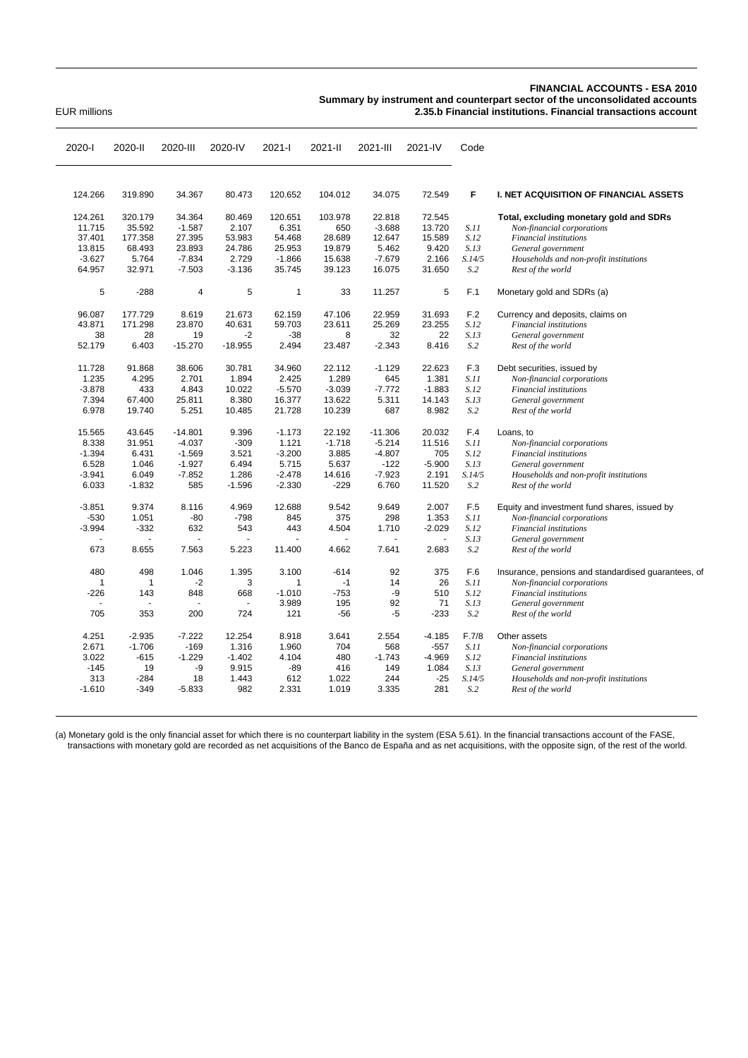EUR millions

**FINANCIAL ACCOUNTS - ESA 2010**
**Summary by instrument and counterpart sector of the unconsolidated accounts**
**2.35.b Financial institutions. Financial transactions account**

| 2020-I | 2020-II | 2020-III | 2020-IV | 2021-I | 2021-II | 2021-III | 2021-IV | Code | |
|---|---|---|---|---|---|---|---|---|---|
| 124.266 | 319.890 | 34.367 | 80.473 | 120.652 | 104.012 | 34.075 | 72.549 | **F** | **I. NET ACQUISITION OF FINANCIAL ASSETS** |
| 124.261 | 320.179 | 34.364 | 80.469 | 120.651 | 103.978 | 22.818 | 72.545 | | **Total, excluding monetary gold and SDRs** |
| 11.715 | 35.592 | -1.587 | 2.107 | 6.351 | 650 | -3.688 | 13.720 | *S.11* | *Non-financial corporations* |
| 37.401 | 177.358 | 27.395 | 53.983 | 54.468 | 28.689 | 12.647 | 15.589 | *S.12* | *Financial institutions* |
| 13.815 | 68.493 | 23.893 | 24.786 | 25.953 | 19.879 | 5.462 | 9.420 | *S.13* | *General government* |
| -3.627 | 5.764 | -7.834 | 2.729 | -1.866 | 15.638 | -7.679 | 2.166 | *S.14/5* | *Households and non-profit institutions* |
| 64.957 | 32.971 | -7.503 | -3.136 | 35.745 | 39.123 | 16.075 | 31.650 | *S.2* | *Rest of the world* |
| 5 | -288 | 4 | 5 | 1 | 33 | 11.257 | 5 | F.1 | Monetary gold and SDRs (a) |
| 96.087 | 177.729 | 8.619 | 21.673 | 62.159 | 47.106 | 22.959 | 31.693 | F.2 | Currency and deposits, claims on |
| 43.871 | 171.298 | 23.870 | 40.631 | 59.703 | 23.611 | 25.269 | 23.255 | *S.12* | *Financial institutions* |
| 38 | 28 | 19 | -2 | -38 | 8 | 32 | 22 | *S.13* | *General government* |
| 52.179 | 6.403 | -15.270 | -18.955 | 2.494 | 23.487 | -2.343 | 8.416 | *S.2* | *Rest of the world* |
| 11.728 | 91.868 | 38.606 | 30.781 | 34.960 | 22.112 | -1.129 | 22.623 | F.3 | Debt securities, issued by |
| 1.235 | 4.295 | 2.701 | 1.894 | 2.425 | 1.289 | 645 | 1.381 | *S.11* | *Non-financial corporations* |
| -3.878 | 433 | 4.843 | 10.022 | -5.570 | -3.039 | -7.772 | -1.883 | *S.12* | *Financial institutions* |
| 7.394 | 67.400 | 25.811 | 8.380 | 16.377 | 13.622 | 5.311 | 14.143 | *S.13* | *General government* |
| 6.978 | 19.740 | 5.251 | 10.485 | 21.728 | 10.239 | 687 | 8.982 | *S.2* | *Rest of the world* |
| 15.565 | 43.645 | -14.801 | 9.396 | -1.173 | 22.192 | -11.306 | 20.032 | F.4 | Loans, to |
| 8.338 | 31.951 | -4.037 | -309 | 1.121 | -1.718 | -5.214 | 11.516 | *S.11* | *Non-financial corporations* |
| -1.394 | 6.431 | -1.569 | 3.521 | -3.200 | 3.885 | -4.807 | 705 | *S.12* | *Financial institutions* |
| 6.528 | 1.046 | -1.927 | 6.494 | 5.715 | 5.637 | -122 | -5.900 | *S.13* | *General government* |
| -3.941 | 6.049 | -7.852 | 1.286 | -2.478 | 14.616 | -7.923 | 2.191 | *S.14/5* | *Households and non-profit institutions* |
| 6.033 | -1.832 | 585 | -1.596 | -2.330 | -229 | 6.760 | 11.520 | *S.2* | *Rest of the world* |
| -3.851 | 9.374 | 8.116 | 4.969 | 12.688 | 9.542 | 9.649 | 2.007 | F.5 | Equity and investment fund shares, issued by |
| -530 | 1.051 | -80 | -798 | 845 | 375 | 298 | 1.353 | *S.11* | *Non-financial corporations* |
| -3.994 | -332 | 632 | 543 | 443 | 4.504 | 1.710 | -2.029 | *S.12* | *Financial institutions* |
| - | - | - | - | - | - | - | - | *S.13* | *General government* |
| 673 | 8.655 | 7.563 | 5.223 | 11.400 | 4.662 | 7.641 | 2.683 | *S.2* | *Rest of the world* |
| 480 | 498 | 1.046 | 1.395 | 3.100 | -614 | 92 | 375 | F.6 | Insurance, pensions and standardised guarantees, of |
| 1 | 1 | -2 | 3 | 1 | -1 | 14 | 26 | *S.11* | *Non-financial corporations* |
| -226 | 143 | 848 | 668 | -1.010 | -753 | -9 | 510 | *S.12* | *Financial institutions* |
| - | - | - | - | 3.989 | 195 | 92 | 71 | *S.13* | *General government* |
| 705 | 353 | 200 | 724 | 121 | -56 | -5 | -233 | *S.2* | *Rest of the world* |
| 4.251 | -2.935 | -7.222 | 12.254 | 8.918 | 3.641 | 2.554 | -4.185 | F.7/8 | Other assets |
| 2.671 | -1.706 | -169 | 1.316 | 1.960 | 704 | 568 | -557 | *S.11* | *Non-financial corporations* |
| 3.022 | -615 | -1.229 | -1.402 | 4.104 | 480 | -1.743 | -4.969 | *S.12* | *Financial institutions* |
| -145 | 19 | -9 | 9.915 | -89 | 416 | 149 | 1.084 | *S.13* | *General government* |
| 313 | -284 | 18 | 1.443 | 612 | 1.022 | 244 | -25 | *S.14/5* | *Households and non-profit institutions* |
| -1.610 | -349 | -5.833 | 982 | 2.331 | 1.019 | 3.335 | 281 | *S.2* | *Rest of the world* |

(a) Monetary gold is the only financial asset for which there is no counterpart liability in the system (ESA 5.61). In the financial transactions account of the FASE, transactions with monetary gold are recorded as net acquisitions of the Banco de España and as net acquisitions, with the opposite sign, of the rest of the world.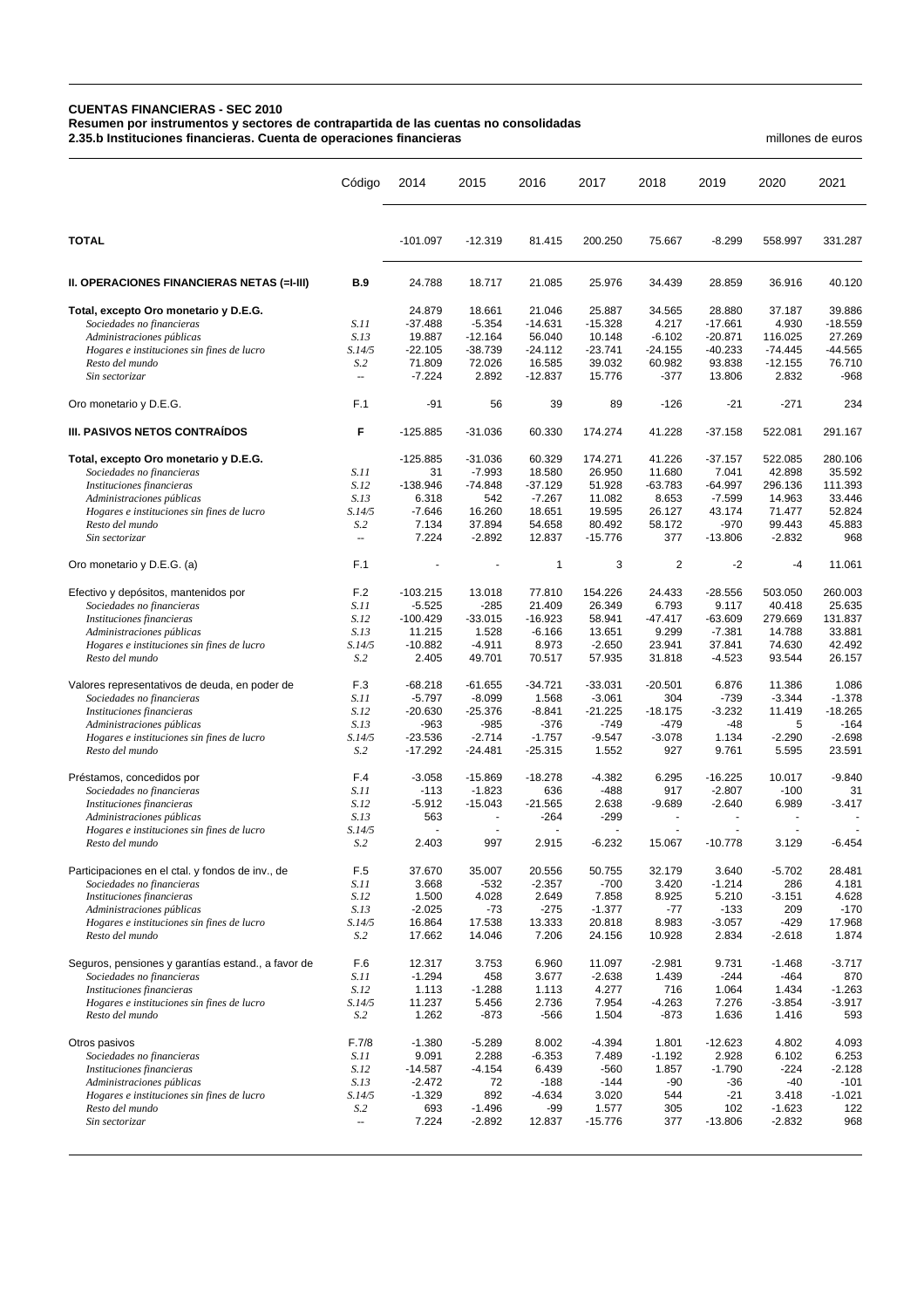**CUENTAS FINANCIERAS - SEC 2010**
**Resumen por instrumentos y sectores de contrapartida de las cuentas no consolidadas**
**2.35.b Instituciones financieras. Cuenta de operaciones financieras**

millones de euros

| | Código | 2014 | 2015 | 2016 | 2017 | 2018 | 2019 | 2020 | 2021 |
|---|---|---|---|---|---|---|---|---|---|
| **TOTAL** | | -101.097 | -12.319 | 81.415 | 200.250 | 75.667 | -8.299 | 558.997 | 331.287 |
| **II. OPERACIONES FINANCIERAS NETAS (=I-III)** | **B.9** | 24.788 | 18.717 | 21.085 | 25.976 | 34.439 | 28.859 | 36.916 | 40.120 |
| **Total, excepto Oro monetario y D.E.G.** | | 24.879 | 18.661 | 21.046 | 25.887 | 34.565 | 28.880 | 37.187 | 39.886 |
| *Sociedades no financieras* | *S.11* | -37.488 | -5.354 | -14.631 | -15.328 | 4.217 | -17.661 | 4.930 | -18.559 |
| *Administraciones públicas* | *S.13* | 19.887 | -12.164 | 56.040 | 10.148 | -6.102 | -20.871 | 116.025 | 27.269 |
| *Hogares e instituciones sin fines de lucro* | *S.14/5* | -22.105 | -38.739 | -24.112 | -23.741 | -24.155 | -40.233 | -74.445 | -44.565 |
| *Resto del mundo* | *S.2* | 71.809 | 72.026 | 16.585 | 39.032 | 60.982 | 93.838 | -12.155 | 76.710 |
| *Sin sectorizar* | -- | -7.224 | 2.892 | -12.837 | 15.776 | -377 | 13.806 | 2.832 | -968 |
| Oro monetario y D.E.G. | F.1 | -91 | 56 | 39 | 89 | -126 | -21 | -271 | 234 |
| **III. PASIVOS NETOS CONTRAÍDOS** | **F** | -125.885 | -31.036 | 60.330 | 174.274 | 41.228 | -37.158 | 522.081 | 291.167 |
| **Total, excepto Oro monetario y D.E.G.** | | -125.885 | -31.036 | 60.329 | 174.271 | 41.226 | -37.157 | 522.085 | 280.106 |
| *Sociedades no financieras* | *S.11* | 31 | -7.993 | 18.580 | 26.950 | 11.680 | 7.041 | 42.898 | 35.592 |
| *Instituciones financieras* | *S.12* | -138.946 | -74.848 | -37.129 | 51.928 | -63.783 | -64.997 | 296.136 | 111.393 |
| *Administraciones públicas* | *S.13* | 6.318 | 542 | -7.267 | 11.082 | 8.653 | -7.599 | 14.963 | 33.446 |
| *Hogares e instituciones sin fines de lucro* | *S.14/5* | -7.646 | 16.260 | 18.651 | 19.595 | 26.127 | 43.174 | 71.477 | 52.824 |
| *Resto del mundo* | *S.2* | 7.134 | 37.894 | 54.658 | 80.492 | 58.172 | -970 | 99.443 | 45.883 |
| *Sin sectorizar* | -- | 7.224 | -2.892 | 12.837 | -15.776 | 377 | -13.806 | -2.832 | 968 |
| Oro monetario y D.E.G. (a) | F.1 | - | - | 1 | 3 | 2 | -2 | -4 | 11.061 |
| Efectivo y depósitos, mantenidos por | F.2 | -103.215 | 13.018 | 77.810 | 154.226 | 24.433 | -28.556 | 503.050 | 260.003 |
| *Sociedades no financieras* | *S.11* | -5.525 | -285 | 21.409 | 26.349 | 6.793 | 9.117 | 40.418 | 25.635 |
| *Instituciones financieras* | *S.12* | -100.429 | -33.015 | -16.923 | 58.941 | -47.417 | -63.609 | 279.669 | 131.837 |
| *Administraciones públicas* | *S.13* | 11.215 | 1.528 | -6.166 | 13.651 | 9.299 | -7.381 | 14.788 | 33.881 |
| *Hogares e instituciones sin fines de lucro* | *S.14/5* | -10.882 | -4.911 | 8.973 | -2.650 | 23.941 | 37.841 | 74.630 | 42.492 |
| *Resto del mundo* | *S.2* | 2.405 | 49.701 | 70.517 | 57.935 | 31.818 | -4.523 | 93.544 | 26.157 |
| Valores representativos de deuda, en poder de | F.3 | -68.218 | -61.655 | -34.721 | -33.031 | -20.501 | 6.876 | 11.386 | 1.086 |
| *Sociedades no financieras* | *S.11* | -5.797 | -8.099 | 1.568 | -3.061 | 304 | -739 | -3.344 | -1.378 |
| *Instituciones financieras* | *S.12* | -20.630 | -25.376 | -8.841 | -21.225 | -18.175 | -3.232 | 11.419 | -18.265 |
| *Administraciones públicas* | *S.13* | -963 | -985 | -376 | -749 | -479 | -48 | 5 | -164 |
| *Hogares e instituciones sin fines de lucro* | *S.14/5* | -23.536 | -2.714 | -1.757 | -9.547 | -3.078 | 1.134 | -2.290 | -2.698 |
| *Resto del mundo* | *S.2* | -17.292 | -24.481 | -25.315 | 1.552 | 927 | 9.761 | 5.595 | 23.591 |
| Préstamos, concedidos por | F.4 | -3.058 | -15.869 | -18.278 | -4.382 | 6.295 | -16.225 | 10.017 | -9.840 |
| *Sociedades no financieras* | *S.11* | -113 | -1.823 | 636 | -488 | 917 | -2.807 | -100 | 31 |
| *Instituciones financieras* | *S.12* | -5.912 | -15.043 | -21.565 | 2.638 | -9.689 | -2.640 | 6.989 | -3.417 |
| *Administraciones públicas* | *S.13* | 563 | - | -264 | -299 | - | - | - | - |
| *Hogares e instituciones sin fines de lucro* | *S.14/5* | - | - | - | - | - | - | - | - |
| *Resto del mundo* | *S.2* | 2.403 | 997 | 2.915 | -6.232 | 15.067 | -10.778 | 3.129 | -6.454 |
| Participaciones en el ctal. y fondos de inv., de | F.5 | 37.670 | 35.007 | 20.556 | 50.755 | 32.179 | 3.640 | -5.702 | 28.481 |
| *Sociedades no financieras* | *S.11* | 3.668 | -532 | -2.357 | -700 | 3.420 | -1.214 | 286 | 4.181 |
| *Instituciones financieras* | *S.12* | 1.500 | 4.028 | 2.649 | 7.858 | 8.925 | 5.210 | -3.151 | 4.628 |
| *Administraciones públicas* | *S.13* | -2.025 | -73 | -275 | -1.377 | -77 | -133 | 209 | -170 |
| *Hogares e instituciones sin fines de lucro* | *S.14/5* | 16.864 | 17.538 | 13.333 | 20.818 | 8.983 | -3.057 | -429 | 17.968 |
| *Resto del mundo* | *S.2* | 17.662 | 14.046 | 7.206 | 24.156 | 10.928 | 2.834 | -2.618 | 1.874 |
| Seguros, pensiones y garantías estand., a favor de | F.6 | 12.317 | 3.753 | 6.960 | 11.097 | -2.981 | 9.731 | -1.468 | -3.717 |
| *Sociedades no financieras* | *S.11* | -1.294 | 458 | 3.677 | -2.638 | 1.439 | -244 | -464 | 870 |
| *Instituciones financieras* | *S.12* | 1.113 | -1.288 | 1.113 | 4.277 | 716 | 1.064 | 1.434 | -1.263 |
| *Hogares e instituciones sin fines de lucro* | *S.14/5* | 11.237 | 5.456 | 2.736 | 7.954 | -4.263 | 7.276 | -3.854 | -3.917 |
| *Resto del mundo* | *S.2* | 1.262 | -873 | -566 | 1.504 | -873 | 1.636 | 1.416 | 593 |
| Otros pasivos | F.7/8 | -1.380 | -5.289 | 8.002 | -4.394 | 1.801 | -12.623 | 4.802 | 4.093 |
| *Sociedades no financieras* | *S.11* | 9.091 | 2.288 | -6.353 | 7.489 | -1.192 | 2.928 | 6.102 | 6.253 |
| *Instituciones financieras* | *S.12* | -14.587 | -4.154 | 6.439 | -560 | 1.857 | -1.790 | -224 | -2.128 |
| *Administraciones públicas* | *S.13* | -2.472 | 72 | -188 | -144 | -90 | -36 | -40 | -101 |
| *Hogares e instituciones sin fines de lucro* | *S.14/5* | -1.329 | 892 | -4.634 | 3.020 | 544 | -21 | 3.418 | -1.021 |
| *Resto del mundo* | *S.2* | 693 | -1.496 | -99 | 1.577 | 305 | 102 | -1.623 | 122 |
| *Sin sectorizar* | -- | 7.224 | -2.892 | 12.837 | -15.776 | 377 | -13.806 | -2.832 | 968 |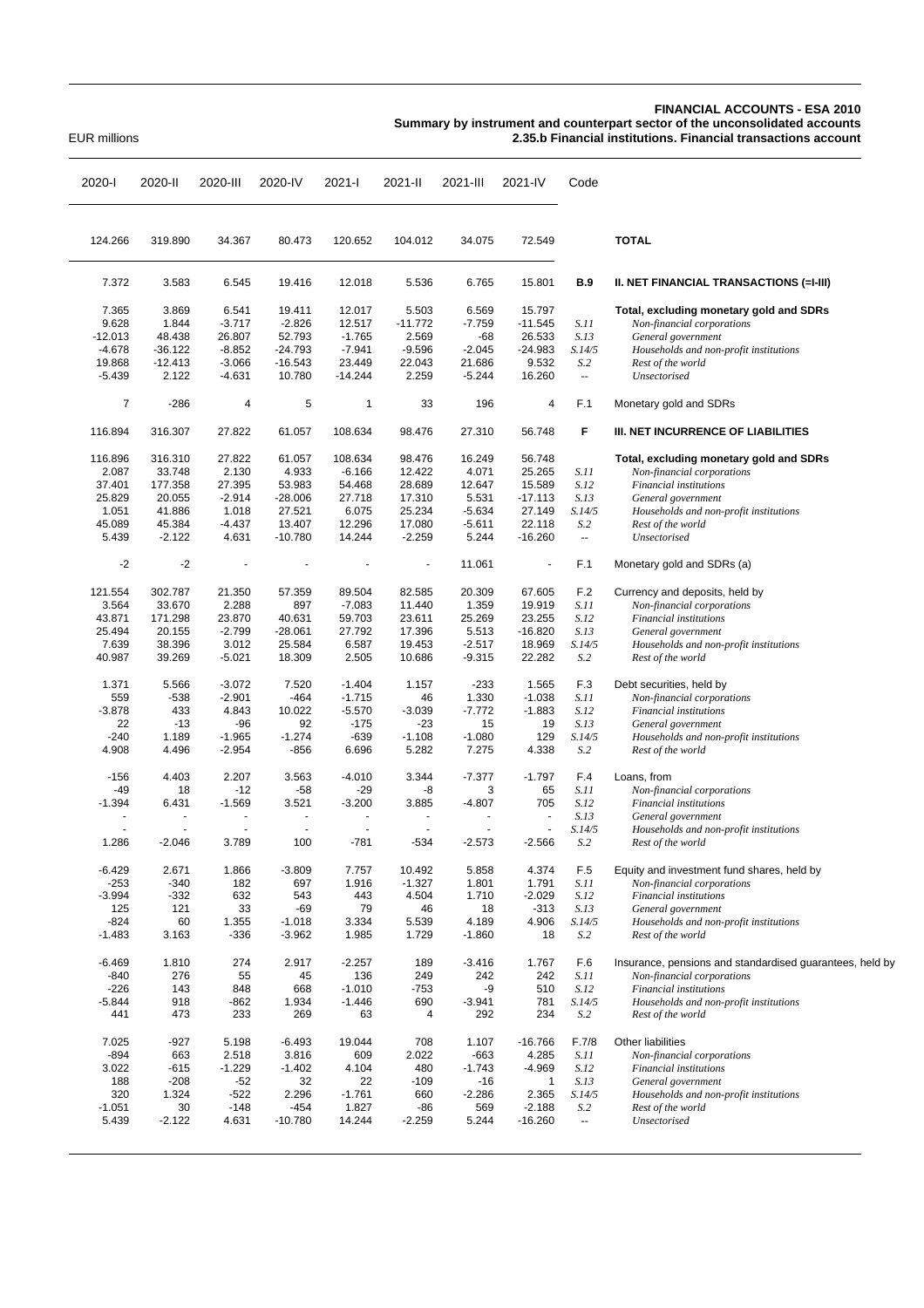**FINANCIAL ACCOUNTS - ESA 2010**
**Summary by instrument and counterpart sector of the unconsolidated accounts**
**2.35.b Financial institutions. Financial transactions account**

EUR millions

| 2020-I | 2020-II | 2020-III | 2020-IV | 2021-I | 2021-II | 2021-III | 2021-IV | Code | |
|---|---|---|---|---|---|---|---|---|---|
| 124.266 | 319.890 | 34.367 | 80.473 | 120.652 | 104.012 | 34.075 | 72.549 | | **TOTAL** |
| 7.372 | 3.583 | 6.545 | 19.416 | 12.018 | 5.536 | 6.765 | 15.801 | **B.9** | **II. NET FINANCIAL TRANSACTIONS (=I-III)** |
| 7.365 | 3.869 | 6.541 | 19.411 | 12.017 | 5.503 | 6.569 | 15.797 | | Total, excluding monetary gold and SDRs |
| 9.628 | 1.844 | -3.717 | -2.826 | 12.517 | -11.772 | -7.759 | -11.545 | *S.11* | *Non-financial corporations* |
| -12.013 | 48.438 | 26.807 | 52.793 | -1.765 | 2.569 | -68 | 26.533 | *S.13* | *General government* |
| -4.678 | -36.122 | -8.852 | -24.793 | -7.941 | -9.596 | -2.045 | -24.983 | *S.14/5* | *Households and non-profit institutions* |
| 19.868 | -12.413 | -3.066 | -16.543 | 23.449 | 22.043 | 21.686 | 9.532 | *S.2* | *Rest of the world* |
| -5.439 | 2.122 | -4.631 | 10.780 | -14.244 | 2.259 | -5.244 | 16.260 | -- | *Unsectorised* |
| 7 | -286 | 4 | 5 | 1 | 33 | 196 | 4 | F.1 | Monetary gold and SDRs |
| 116.894 | 316.307 | 27.822 | 61.057 | 108.634 | 98.476 | 27.310 | 56.748 | **F** | **III. NET INCURRENCE OF LIABILITIES** |
| 116.896 | 316.310 | 27.822 | 61.057 | 108.634 | 98.476 | 16.249 | 56.748 | | Total, excluding monetary gold and SDRs |
| 2.087 | 33.748 | 2.130 | 4.933 | -6.166 | 12.422 | 4.071 | 25.265 | *S.11* | *Non-financial corporations* |
| 37.401 | 177.358 | 27.395 | 53.983 | 54.468 | 28.689 | 12.647 | 15.589 | *S.12* | *Financial institutions* |
| 25.829 | 20.055 | -2.914 | -28.006 | 27.718 | 17.310 | 5.531 | -17.113 | *S.13* | *General government* |
| 1.051 | 41.886 | 1.018 | 27.521 | 6.075 | 25.234 | -5.634 | 27.149 | *S.14/5* | *Households and non-profit institutions* |
| 45.089 | 45.384 | -4.437 | 13.407 | 12.296 | 17.080 | -5.611 | 22.118 | *S.2* | *Rest of the world* |
| 5.439 | -2.122 | 4.631 | -10.780 | 14.244 | -2.259 | 5.244 | -16.260 | -- | *Unsectorised* |
| -2 | -2 | - | - | - | - | 11.061 | - | F.1 | Monetary gold and SDRs (a) |
| 121.554 | 302.787 | 21.350 | 57.359 | 89.504 | 82.585 | 20.309 | 67.605 | F.2 | Currency and deposits, held by |
| 3.564 | 33.670 | 2.288 | 897 | -7.083 | 11.440 | 1.359 | 19.919 | *S.11* | *Non-financial corporations* |
| 43.871 | 171.298 | 23.870 | 40.631 | 59.703 | 23.611 | 25.269 | 23.255 | *S.12* | *Financial institutions* |
| 25.494 | 20.155 | -2.799 | -28.061 | 27.792 | 17.396 | 5.513 | -16.820 | *S.13* | *General government* |
| 7.639 | 38.396 | 3.012 | 25.584 | 6.587 | 19.453 | -2.517 | 18.969 | *S.14/5* | *Households and non-profit institutions* |
| 40.987 | 39.269 | -5.021 | 18.309 | 2.505 | 10.686 | -9.315 | 22.282 | *S.2* | *Rest of the world* |
| 1.371 | 5.566 | -3.072 | 7.520 | -1.404 | 1.157 | -233 | 1.565 | F.3 | Debt securities, held by |
| 559 | -538 | -2.901 | -464 | -1.715 | 46 | 1.330 | -1.038 | *S.11* | *Non-financial corporations* |
| -3.878 | 433 | 4.843 | 10.022 | -5.570 | -3.039 | -7.772 | -1.883 | *S.12* | *Financial institutions* |
| 22 | -13 | -96 | 92 | -175 | -23 | 15 | 19 | *S.13* | *General government* |
| -240 | 1.189 | -1.965 | -1.274 | -639 | -1.108 | -1.080 | 129 | *S.14/5* | *Households and non-profit institutions* |
| 4.908 | 4.496 | -2.954 | -856 | 6.696 | 5.282 | 7.275 | 4.338 | *S.2* | *Rest of the world* |
| -156 | 4.403 | 2.207 | 3.563 | -4.010 | 3.344 | -7.377 | -1.797 | F.4 | Loans, from |
| -49 | 18 | -12 | -58 | -29 | -8 | 3 | 65 | *S.11* | *Non-financial corporations* |
| -1.394 | 6.431 | -1.569 | 3.521 | -3.200 | 3.885 | -4.807 | 705 | *S.12* | *Financial institutions* |
| - | - | - | - | - | - | - | - | *S.13* | *General government* |
| - | - | - | - | - | - | - | - | *S.14/5* | *Households and non-profit institutions* |
| 1.286 | -2.046 | 3.789 | 100 | -781 | -534 | -2.573 | -2.566 | *S.2* | *Rest of the world* |
| -6.429 | 2.671 | 1.866 | -3.809 | 7.757 | 10.492 | 5.858 | 4.374 | F.5 | Equity and investment fund shares, held by |
| -253 | -340 | 182 | 697 | 1.916 | -1.327 | 1.801 | 1.791 | *S.11* | *Non-financial corporations* |
| -3.994 | -332 | 632 | 543 | 443 | 4.504 | 1.710 | -2.029 | *S.12* | *Financial institutions* |
| 125 | 121 | 33 | -69 | 79 | 46 | 18 | -313 | *S.13* | *General government* |
| -824 | 60 | 1.355 | -1.018 | 3.334 | 5.539 | 4.189 | 4.906 | *S.14/5* | *Households and non-profit institutions* |
| -1.483 | 3.163 | -336 | -3.962 | 1.985 | 1.729 | -1.860 | 18 | *S.2* | *Rest of the world* |
| -6.469 | 1.810 | 274 | 2.917 | -2.257 | 189 | -3.416 | 1.767 | F.6 | Insurance, pensions and standardised guarantees, held by |
| -840 | 276 | 55 | 45 | 136 | 249 | 242 | 242 | *S.11* | *Non-financial corporations* |
| -226 | 143 | 848 | 668 | -1.010 | -753 | -9 | 510 | *S.12* | *Financial institutions* |
| -5.844 | 918 | -862 | 1.934 | -1.446 | 690 | -3.941 | 781 | *S.14/5* | *Households and non-profit institutions* |
| 441 | 473 | 233 | 269 | 63 | 4 | 292 | 234 | *S.2* | *Rest of the world* |
| 7.025 | -927 | 5.198 | -6.493 | 19.044 | 708 | 1.107 | -16.766 | F.7/8 | Other liabilities |
| -894 | 663 | 2.518 | 3.816 | 609 | 2.022 | -663 | 4.285 | *S.11* | *Non-financial corporations* |
| 3.022 | -615 | -1.229 | -1.402 | 4.104 | 480 | -1.743 | -4.969 | *S.12* | *Financial institutions* |
| 188 | -208 | -52 | 32 | 22 | -109 | -16 | 1 | *S.13* | *General government* |
| 320 | 1.324 | -522 | 2.296 | -1.761 | 660 | -2.286 | 2.365 | *S.14/5* | *Households and non-profit institutions* |
| -1.051 | 30 | -148 | -454 | 1.827 | -86 | 569 | -2.188 | *S.2* | *Rest of the world* |
| 5.439 | -2.122 | 4.631 | -10.780 | 14.244 | -2.259 | 5.244 | -16.260 | -- | *Unsectorised* |